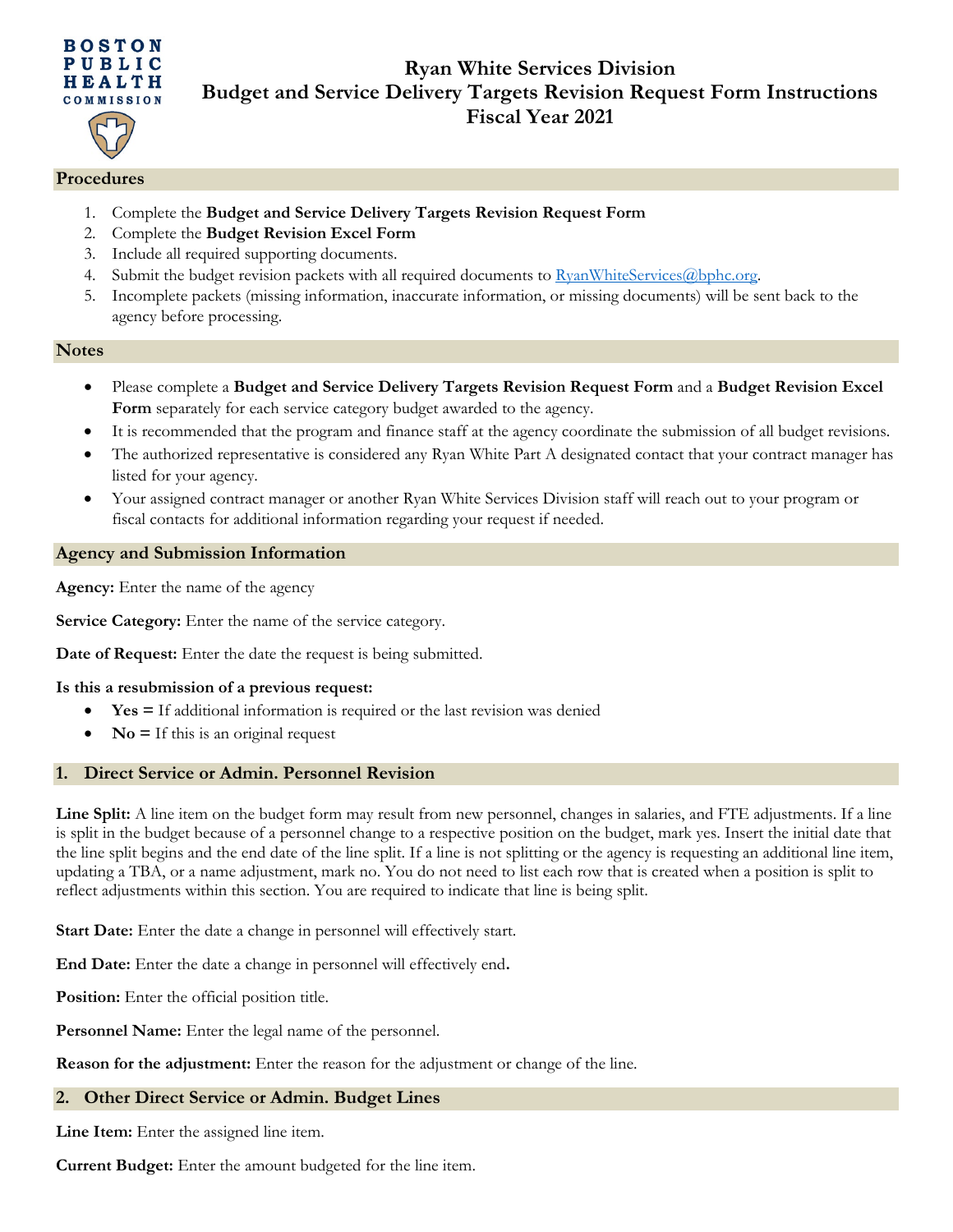BOSTON PUBLIC HEALTH COMMISSION

# Ryan White Services Division
# Budget and Service Delivery Targets Revision Request Form Instructions
# Fiscal Year 2021

## Procedures

1. Complete the **Budget and Service Delivery Targets Revision Request Form**
2. Complete the **Budget Revision Excel Form**
3. Include all required supporting documents.
4. Submit the budget revision packets with all required documents to RyanWhiteServices@bphc.org.
5. Incomplete packets (missing information, inaccurate information, or missing documents) will be sent back to the agency before processing.

## Notes

- Please complete a **Budget and Service Delivery Targets Revision Request Form** and a **Budget Revision Excel Form** separately for each service category budget awarded to the agency.
- It is recommended that the program and finance staff at the agency coordinate the submission of all budget revisions.
- The authorized representative is considered any Ryan White Part A designated contact that your contract manager has listed for your agency.
- Your assigned contract manager or another Ryan White Services Division staff will reach out to your program or fiscal contacts for additional information regarding your request if needed.

## Agency and Submission Information

**Agency:** Enter the name of the agency

**Service Category:** Enter the name of the service category.

**Date of Request:** Enter the date the request is being submitted.

**Is this a resubmission of a previous request:**

- **Yes =** If additional information is required or the last revision was denied
- **No =** If this is an original request

## 1. Direct Service or Admin. Personnel Revision

**Line Split:** A line item on the budget form may result from new personnel, changes in salaries, and FTE adjustments. If a line is split in the budget because of a personnel change to a respective position on the budget, mark yes. Insert the initial date that the line split begins and the end date of the line split. If a line is not splitting or the agency is requesting an additional line item, updating a TBA, or a name adjustment, mark no. You do not need to list each row that is created when a position is split to reflect adjustments within this section. You are required to indicate that line is being split.

**Start Date:** Enter the date a change in personnel will effectively start.

**End Date:** Enter the date a change in personnel will effectively end.

**Position:** Enter the official position title.

**Personnel Name:** Enter the legal name of the personnel.

**Reason for the adjustment:** Enter the reason for the adjustment or change of the line.

## 2. Other Direct Service or Admin. Budget Lines

**Line Item:** Enter the assigned line item.

**Current Budget:** Enter the amount budgeted for the line item.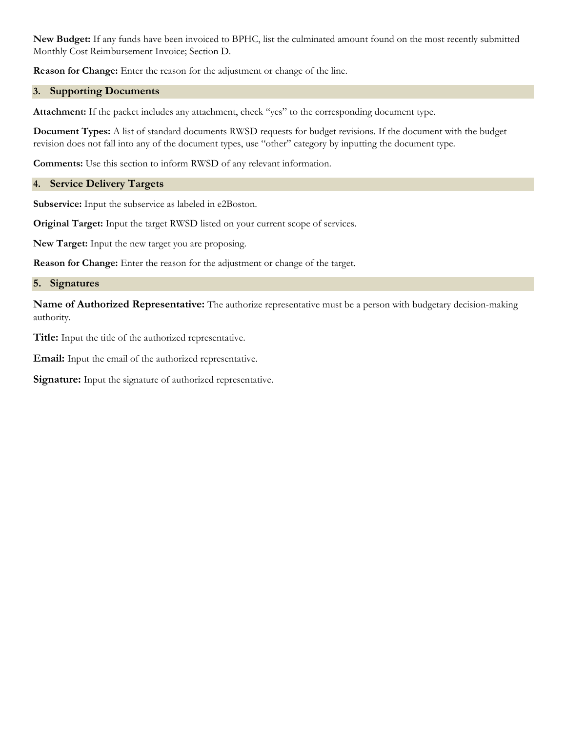**New Budget:** If any funds have been invoiced to BPHC, list the culminated amount found on the most recently submitted Monthly Cost Reimbursement Invoice; Section D.

**Reason for Change:** Enter the reason for the adjustment or change of the line.

## 3. Supporting Documents

**Attachment:** If the packet includes any attachment, check "yes" to the corresponding document type.

**Document Types:** A list of standard documents RWSD requests for budget revisions. If the document with the budget revision does not fall into any of the document types, use "other" category by inputting the document type.

**Comments:** Use this section to inform RWSD of any relevant information.

## 4. Service Delivery Targets

**Subservice:** Input the subservice as labeled in e2Boston.

**Original Target:** Input the target RWSD listed on your current scope of services.

**New Target:** Input the new target you are proposing.

**Reason for Change:** Enter the reason for the adjustment or change of the target.

## 5. Signatures

**Name of Authorized Representative:** The authorize representative must be a person with budgetary decision-making authority.

**Title:** Input the title of the authorized representative.

**Email:** Input the email of the authorized representative.

**Signature:** Input the signature of authorized representative.